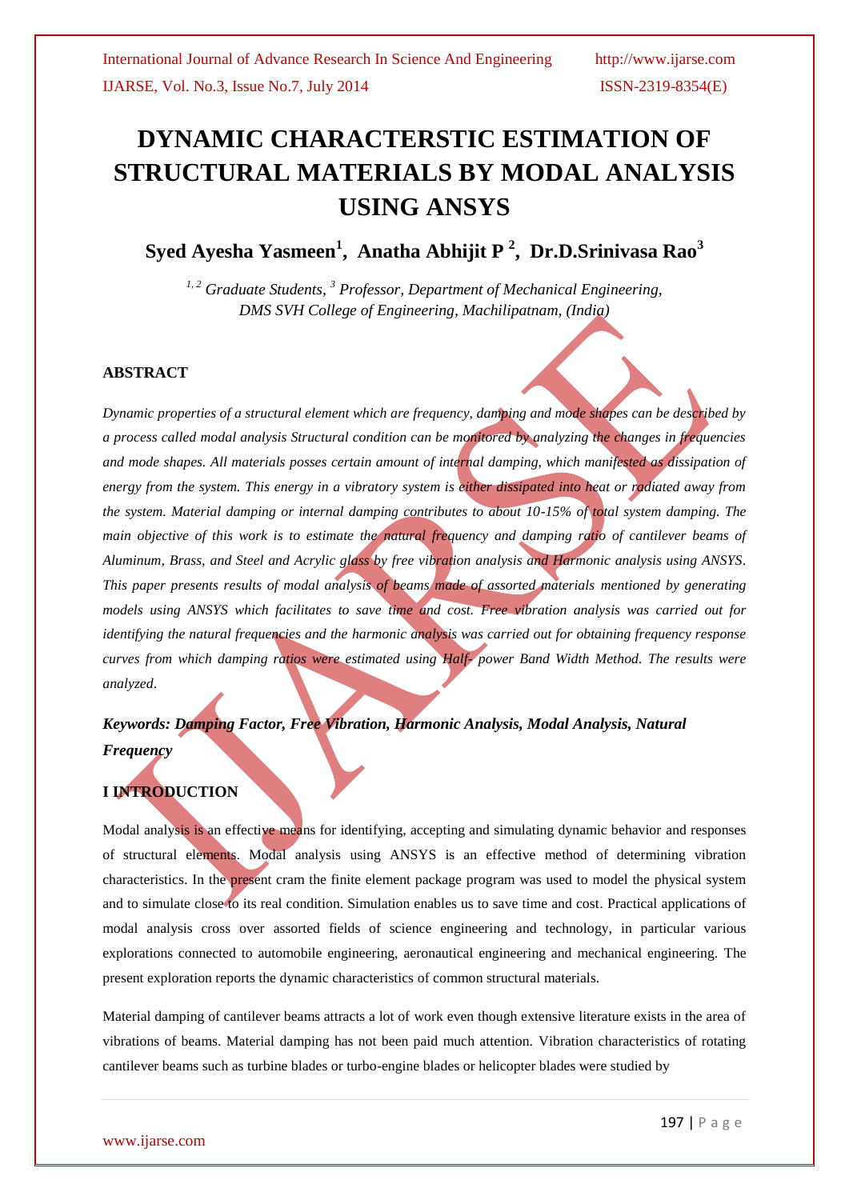# DYNAMIC CHARACTERSTIC ESTIMATION OF STRUCTURAL MATERIALS BY MODAL ANALYSIS USING ANSYS

**Syed Ayesha Yasmeen[1], Anatha Abhijit P [2], Dr.D.Srinivasa Rao[3]**

*[1, 2] Graduate Students, [3] Professor, Department of Mechanical Engineering, DMS SVH College of Engineering, Machilipatnam, (India)*

## ABSTRACT

*Dynamic properties of a structural element which are frequency, damping and mode shapes can be described by a process called modal analysis Structural condition can be monitored by analyzing the changes in frequencies and mode shapes. All materials posses certain amount of internal damping, which manifested as dissipation of energy from the system. This energy in a vibratory system is either dissipated into heat or radiated away from the system. Material damping or internal damping contributes to about 10-15% of total system damping. The main objective of this work is to estimate the natural frequency and damping ratio of cantilever beams of Aluminum, Brass, and Steel and Acrylic glass by free vibration analysis and Harmonic analysis using ANSYS. This paper presents results of modal analysis of beams made of assorted materials mentioned by generating models using ANSYS which facilitates to save time and cost. Free vibration analysis was carried out for identifying the natural frequencies and the harmonic analysis was carried out for obtaining frequency response curves from which damping ratios were estimated using Half- power Band Width Method. The results were analyzed.*

***Keywords: Damping Factor, Free Vibration, Harmonic Analysis, Modal Analysis, Natural Frequency***

## I INTRODUCTION

Modal analysis is an effective means for identifying, accepting and simulating dynamic behavior and responses of structural elements. Modal analysis using ANSYS is an effective method of determining vibration characteristics. In the present cram the finite element package program was used to model the physical system and to simulate close to its real condition. Simulation enables us to save time and cost. Practical applications of modal analysis cross over assorted fields of science engineering and technology, in particular various explorations connected to automobile engineering, aeronautical engineering and mechanical engineering. The present exploration reports the dynamic characteristics of common structural materials.

Material damping of cantilever beams attracts a lot of work even though extensive literature exists in the area of vibrations of beams. Material damping has not been paid much attention. Vibration characteristics of rotating cantilever beams such as turbine blades or turbo-engine blades or helicopter blades were studied by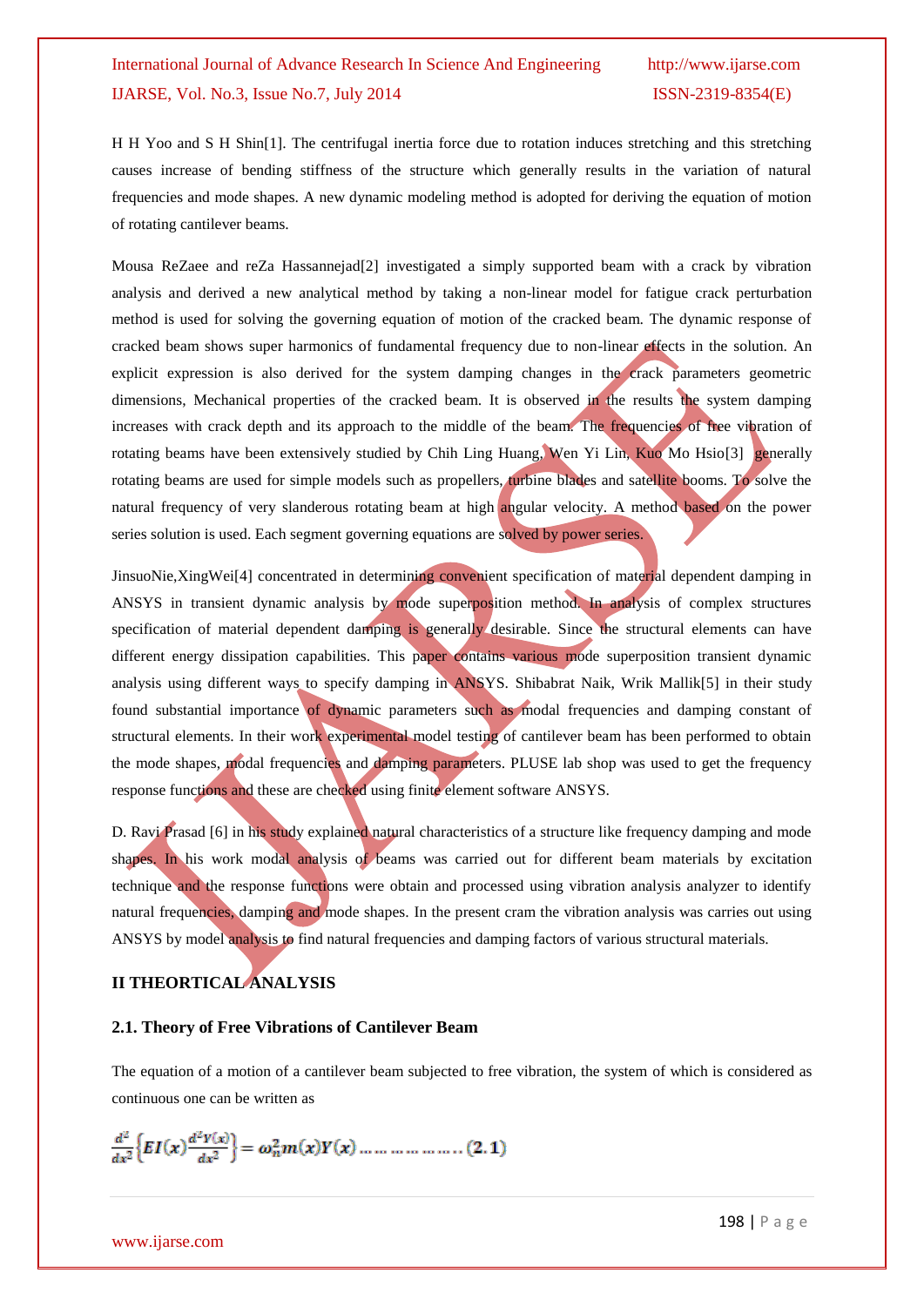H H Yoo and S H Shin[1]. The centrifugal inertia force due to rotation induces stretching and this stretching causes increase of bending stiffness of the structure which generally results in the variation of natural frequencies and mode shapes. A new dynamic modeling method is adopted for deriving the equation of motion of rotating cantilever beams.

Mousa ReZaee and reZa Hassannejad[2] investigated a simply supported beam with a crack by vibration analysis and derived a new analytical method by taking a non-linear model for fatigue crack perturbation method is used for solving the governing equation of motion of the cracked beam. The dynamic response of cracked beam shows super harmonics of fundamental frequency due to non-linear effects in the solution. An explicit expression is also derived for the system damping changes in the crack parameters geometric dimensions, Mechanical properties of the cracked beam. It is observed in the results the system damping increases with crack depth and its approach to the middle of the beam. The frequencies of free vibration of rotating beams have been extensively studied by Chih Ling Huang, Wen Yi Lin, Kuo Mo Hsio[3] generally rotating beams are used for simple models such as propellers, turbine blades and satellite booms. To solve the natural frequency of very slanderous rotating beam at high angular velocity. A method based on the power series solution is used. Each segment governing equations are solved by power series.

JinsuoNie,XingWei[4] concentrated in determining convenient specification of material dependent damping in ANSYS in transient dynamic analysis by mode superposition method. In analysis of complex structures specification of material dependent damping is generally desirable. Since the structural elements can have different energy dissipation capabilities. This paper contains various mode superposition transient dynamic analysis using different ways to specify damping in ANSYS. Shibabrat Naik, Wrik Mallik[5] in their study found substantial importance of dynamic parameters such as modal frequencies and damping constant of structural elements. In their work experimental model testing of cantilever beam has been performed to obtain the mode shapes, modal frequencies and damping parameters. PLUSE lab shop was used to get the frequency response functions and these are checked using finite element software ANSYS.

D. Ravi Prasad [6] in his study explained natural characteristics of a structure like frequency damping and mode shapes. In his work modal analysis of beams was carried out for different beam materials by excitation technique and the response functions were obtain and processed using vibration analysis analyzer to identify natural frequencies, damping and mode shapes. In the present cram the vibration analysis was carries out using ANSYS by model analysis to find natural frequencies and damping factors of various structural materials.

## II THEORTICAL ANALYSIS

### 2.1. Theory of Free Vibrations of Cantilever Beam

The equation of a motion of a cantilever beam subjected to free vibration, the system of which is considered as continuous one can be written as

$$\frac{d^2}{dx^2}\left\{EI(x)\frac{d^2Y(x)}{dx^2}\right\} = \omega_n^2 m(x)Y(x) \ldots\ldots\ldots\ldots\ldots\ldots..(2.1)$$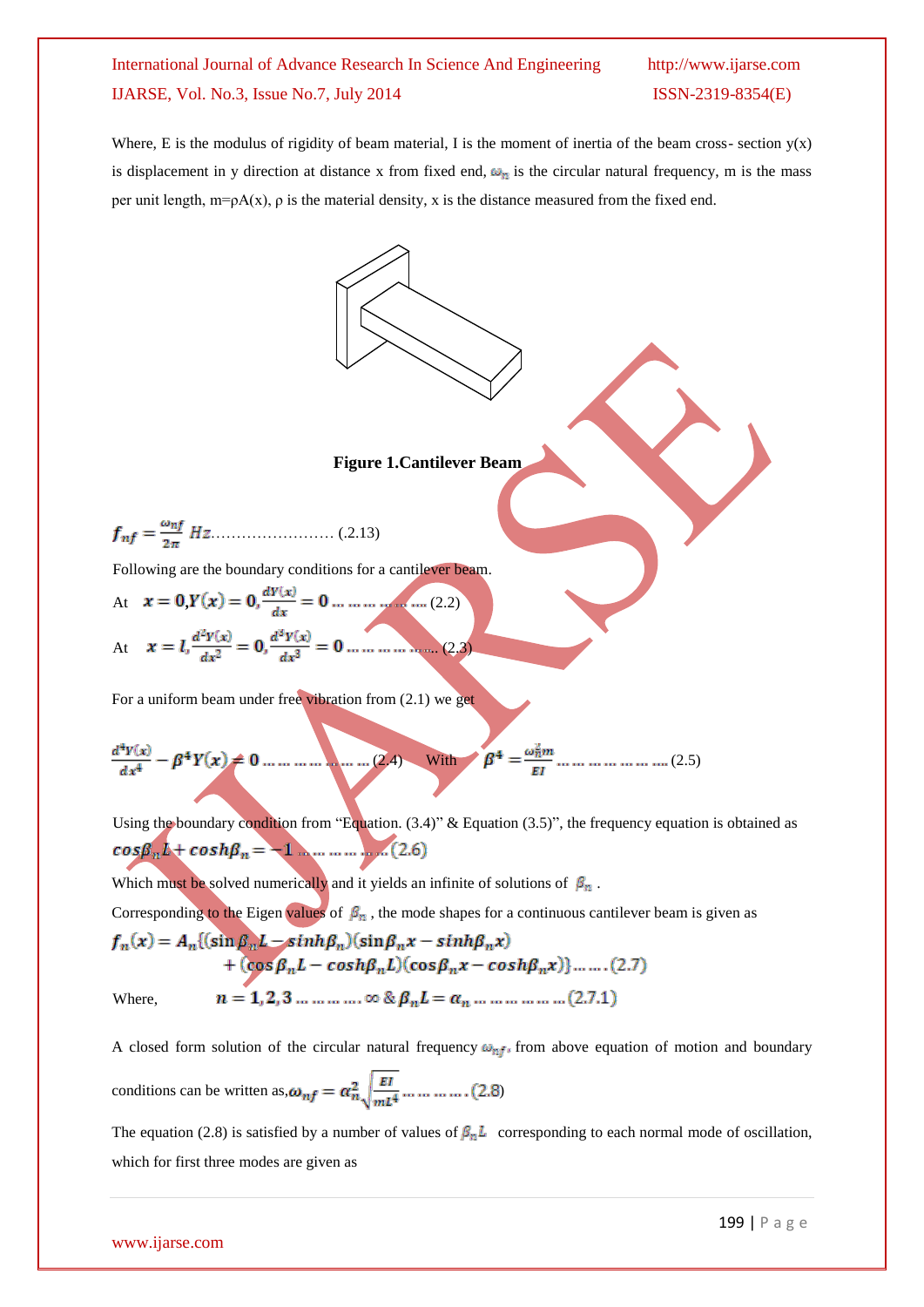Where, E is the modulus of rigidity of beam material, I is the moment of inertia of the beam cross- section y(x) is displacement in y direction at distance x from fixed end, $\omega_n$ is the circular natural frequency, m is the mass per unit length, m=ρA(x), ρ is the material density, x is the distance measured from the fixed end.

**Figure 1.Cantilever Beam**

$$f_{nf} = \frac{\omega_{nf}}{2\pi}\ Hz \ldots\ldots\ldots\ldots\ldots\ldots\ldots\ldots (.2.13)$$

Following are the boundary conditions for a cantilever beam.

At $\quad x = 0, Y(x) = 0, \frac{dY(x)}{dx} = 0 \ldots\ldots\ldots\ldots\ldots (2.2)$

At $\quad x = l, \frac{d^2Y(x)}{dx^2} = 0, \frac{d^3Y(x)}{dx^3} = 0 \ldots\ldots\ldots\ldots\ldots (2.3)$

For a uniform beam under free vibration from (2.1) we get

$$\frac{d^4Y(x)}{dx^4} - \beta^4 Y(x) = 0 \ldots\ldots\ldots\ldots\ldots (2.4) \quad \text{With} \quad \beta^4 = \frac{\omega_n^2 m}{EI} \ldots\ldots\ldots\ldots\ldots (2.5)$$

Using the boundary condition from "Equation. (3.4)" & Equation (3.5)", the frequency equation is obtained as

$$\cos\beta_n L + \cosh\beta_n = -1 \ldots\ldots\ldots\ldots\ldots (2.6)$$

Which must be solved numerically and it yields an infinite of solutions of $\beta_n$ .

Corresponding to the Eigen values of $\beta_n$ , the mode shapes for a continuous cantilever beam is given as

$$f_n(x) = A_n\{(\sin\beta_n L - \sinh\beta_n)(\sin\beta_n x - \sinh\beta_n x) + (\cos\beta_n L - \cosh\beta_n L)(\cos\beta_n x - \cosh\beta_n x)\} \ldots\ldots (2.7)$$

Where, $\quad n = 1, 2, 3 \ldots\ldots\ldots \infty \ \& \ \beta_n L = \alpha_n \ldots\ldots\ldots\ldots\ldots (2.7.1)$

A closed form solution of the circular natural frequency $\omega_{nf}$, from above equation of motion and boundary conditions can be written as, $\omega_{nf} = \alpha_n^2 \sqrt{\frac{EI}{mL^4}} \ldots\ldots\ldots (2.8)$

The equation (2.8) is satisfied by a number of values of $\beta_n L$ corresponding to each normal mode of oscillation, which for first three modes are given as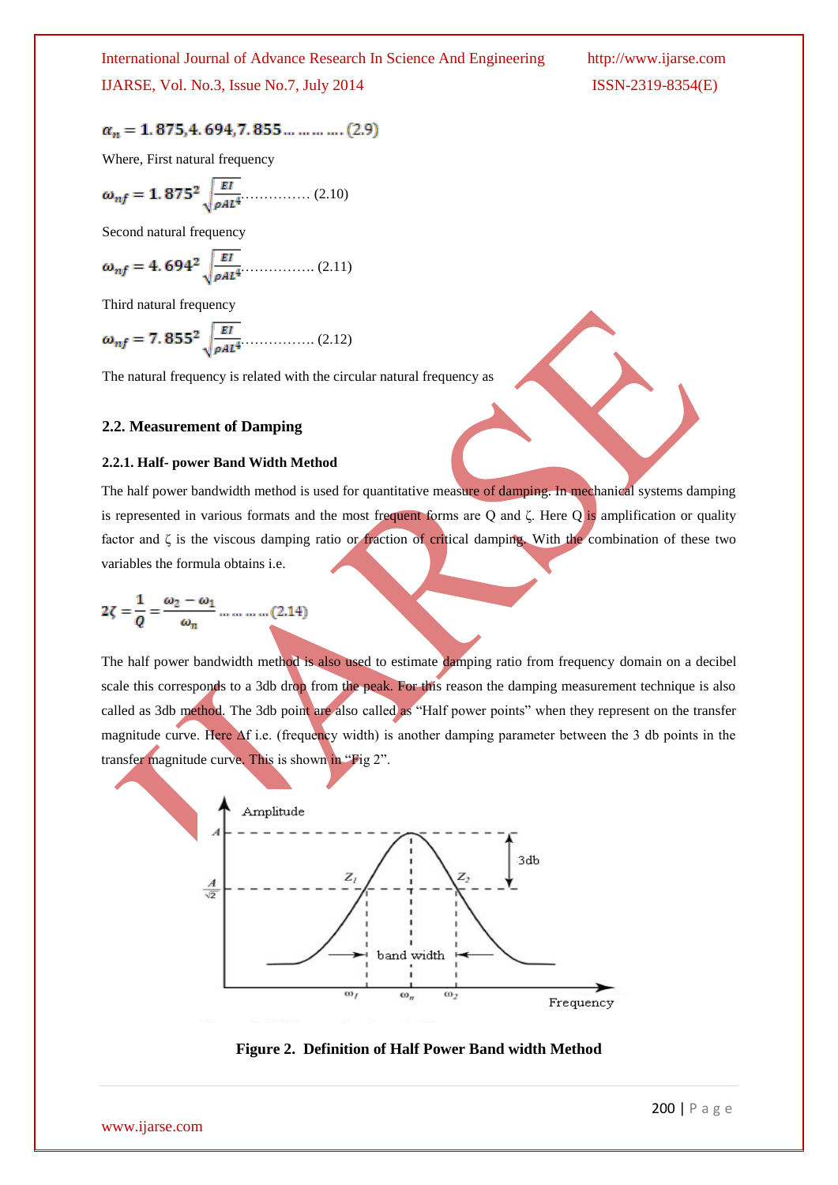$$\alpha_n = 1.875, 4.694, 7.855 \ldots\ldots\ldots\ldots (2.9)$$

Where, First natural frequency

$$\omega_{nf} = 1.875^2 \sqrt{\frac{EI}{\rho A L^4}} \ldots\ldots\ldots\ldots\ldots (2.10)$$

Second natural frequency

$$\omega_{nf} = 4.694^2 \sqrt{\frac{EI}{\rho A L^4}} \ldots\ldots\ldots\ldots\ldots (2.11)$$

Third natural frequency

$$\omega_{nf} = 7.855^2 \sqrt{\frac{EI}{\rho A L^4}} \ldots\ldots\ldots\ldots\ldots (2.12)$$

The natural frequency is related with the circular natural frequency as

## 2.2. Measurement of Damping

### 2.2.1. Half- power Band Width Method

The half power bandwidth method is used for quantitative measure of damping. In mechanical systems damping is represented in various formats and the most frequent forms are Q and ζ. Here Q is amplification or quality factor and ζ is the viscous damping ratio or fraction of critical damping. With the combination of these two variables the formula obtains i.e.

$$2\zeta = \frac{1}{Q} = \frac{\omega_2 - \omega_1}{\omega_n} \ldots\ldots\ldots\ldots (2.14)$$

The half power bandwidth method is also used to estimate damping ratio from frequency domain on a decibel scale this corresponds to a 3db drop from the peak. For this reason the damping measurement technique is also called as 3db method. The 3db point are also called as "Half power points" when they represent on the transfer magnitude curve. Here Δf i.e. (frequency width) is another damping parameter between the 3 db points in the transfer magnitude curve. This is shown in "Fig 2".

**Figure 2. Definition of Half Power Band width Method**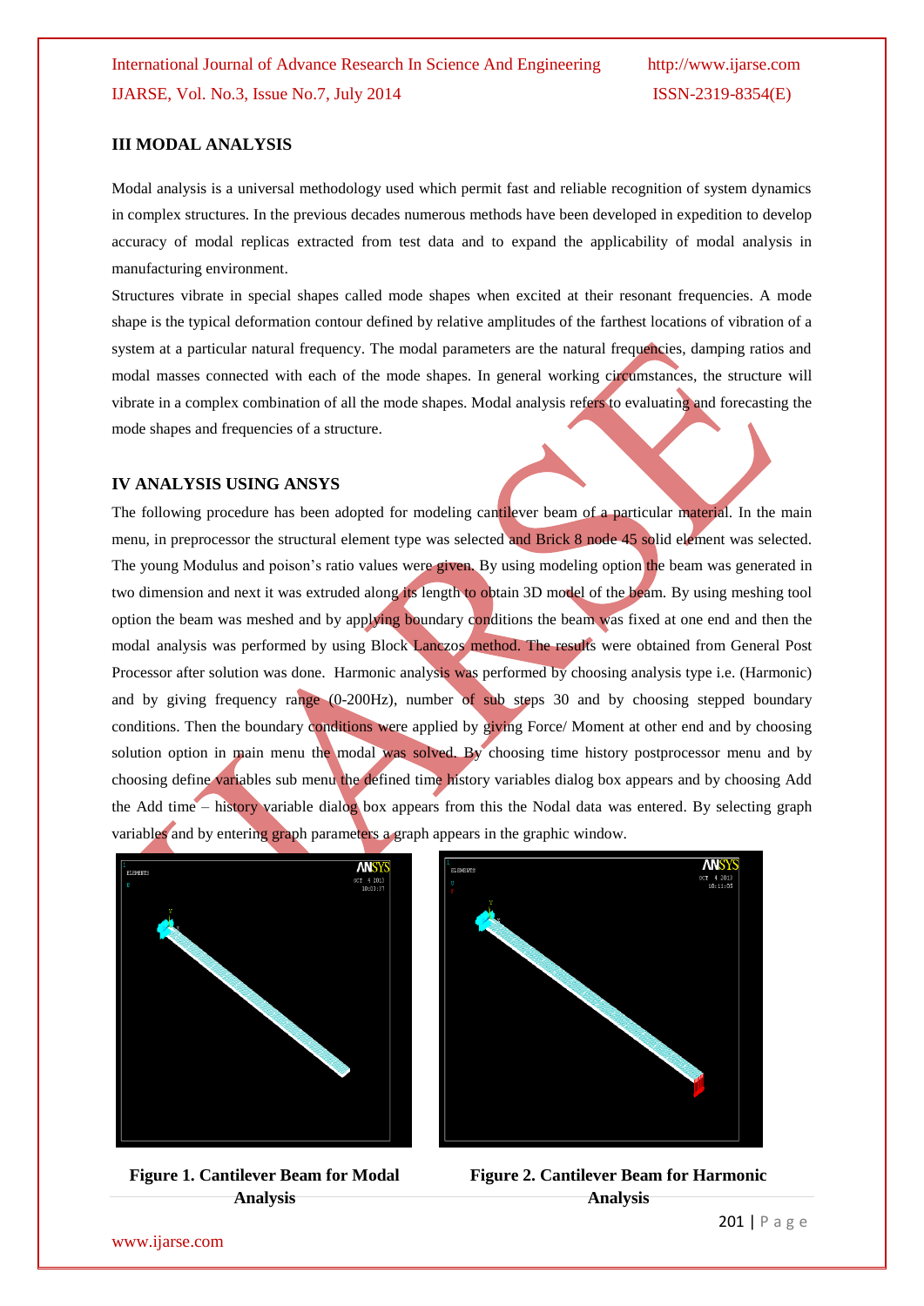## III MODAL ANALYSIS

Modal analysis is a universal methodology used which permit fast and reliable recognition of system dynamics in complex structures. In the previous decades numerous methods have been developed in expedition to develop accuracy of modal replicas extracted from test data and to expand the applicability of modal analysis in manufacturing environment.

Structures vibrate in special shapes called mode shapes when excited at their resonant frequencies. A mode shape is the typical deformation contour defined by relative amplitudes of the farthest locations of vibration of a system at a particular natural frequency. The modal parameters are the natural frequencies, damping ratios and modal masses connected with each of the mode shapes. In general working circumstances, the structure will vibrate in a complex combination of all the mode shapes. Modal analysis refers to evaluating and forecasting the mode shapes and frequencies of a structure.

## IV ANALYSIS USING ANSYS

The following procedure has been adopted for modeling cantilever beam of a particular material. In the main menu, in preprocessor the structural element type was selected and Brick 8 node 45 solid element was selected. The young Modulus and poison's ratio values were given. By using modeling option the beam was generated in two dimension and next it was extruded along its length to obtain 3D model of the beam. By using meshing tool option the beam was meshed and by applying boundary conditions the beam was fixed at one end and then the modal analysis was performed by using Block Lanczos method. The results were obtained from General Post Processor after solution was done. Harmonic analysis was performed by choosing analysis type i.e. (Harmonic) and by giving frequency range (0-200Hz), number of sub steps 30 and by choosing stepped boundary conditions. Then the boundary conditions were applied by giving Force/ Moment at other end and by choosing solution option in main menu the modal was solved. By choosing time history postprocessor menu and by choosing define variables sub menu the defined time history variables dialog box appears and by choosing Add the Add time – history variable dialog box appears from this the Nodal data was entered. By selecting graph variables and by entering graph parameters a graph appears in the graphic window.

**Figure 1. Cantilever Beam for Modal Analysis**

**Figure 2. Cantilever Beam for Harmonic Analysis**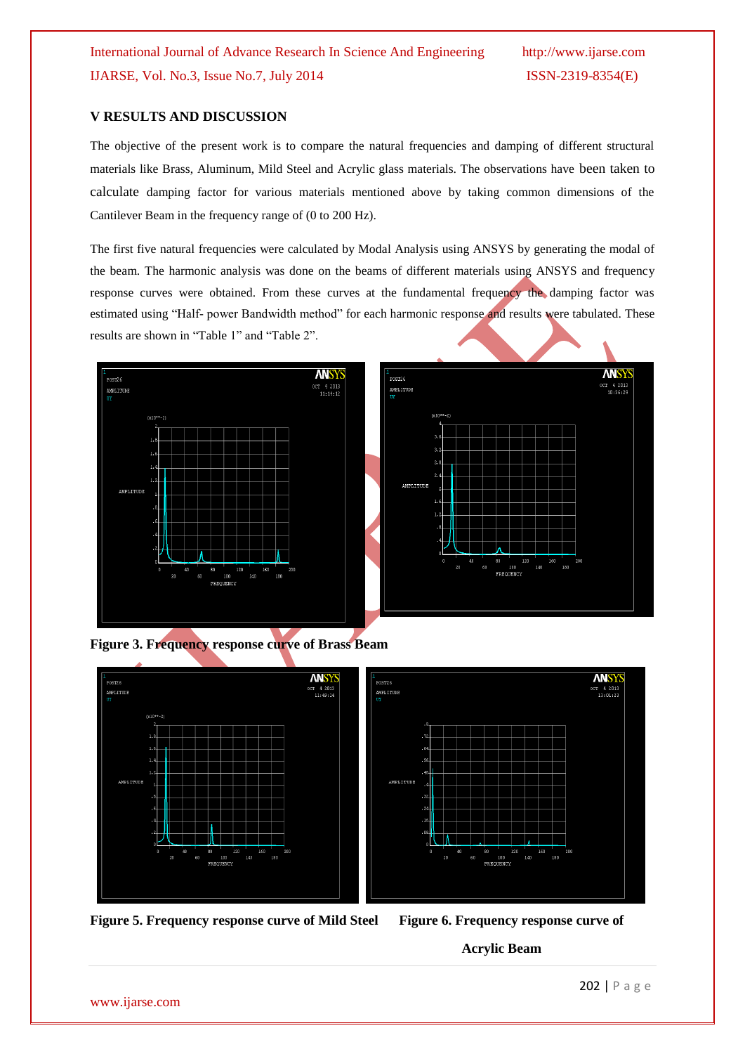## V RESULTS AND DISCUSSION

The objective of the present work is to compare the natural frequencies and damping of different structural materials like Brass, Aluminum, Mild Steel and Acrylic glass materials. The observations have been taken to calculate damping factor for various materials mentioned above by taking common dimensions of the Cantilever Beam in the frequency range of (0 to 200 Hz).

The first five natural frequencies were calculated by Modal Analysis using ANSYS by generating the modal of the beam. The harmonic analysis was done on the beams of different materials using ANSYS and frequency response curves were obtained. From these curves at the fundamental frequency the damping factor was estimated using "Half- power Bandwidth method" for each harmonic response and results were tabulated. These results are shown in "Table 1" and "Table 2".

**Figure 3. Frequency response curve of Brass Beam**

**Figure 5. Frequency response curve of Mild Steel**

**Figure 6. Frequency response curve of Acrylic Beam**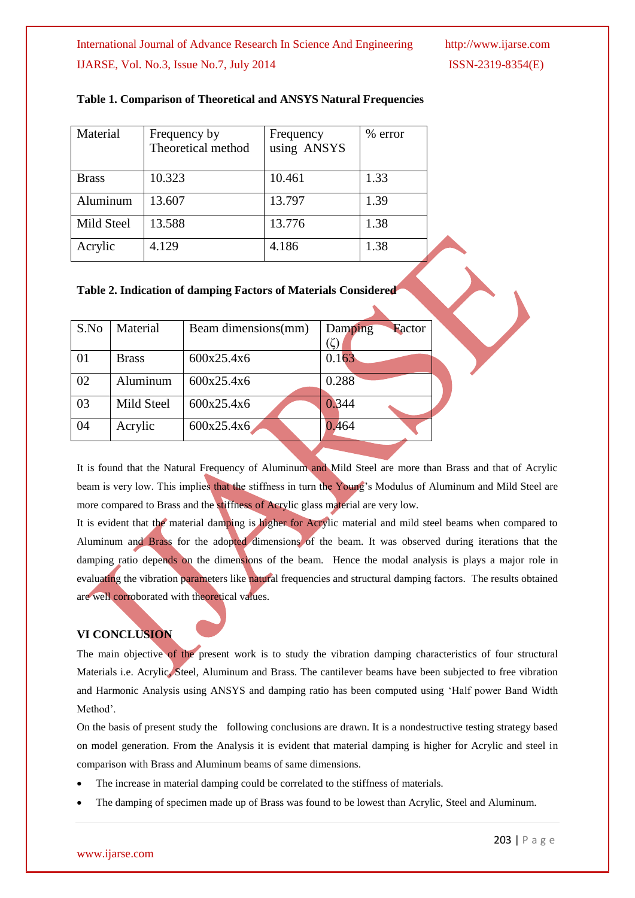**Table 1. Comparison of Theoretical and ANSYS Natural Frequencies**

| Material | Frequency by Theoretical method | Frequency using ANSYS | % error |
|---|---|---|---|
| Brass | 10.323 | 10.461 | 1.33 |
| Aluminum | 13.607 | 13.797 | 1.39 |
| Mild Steel | 13.588 | 13.776 | 1.38 |
| Acrylic | 4.129 | 4.186 | 1.38 |

**Table 2. Indication of damping Factors of Materials Considered**

| S.No | Material | Beam dimensions(mm) | Damping Factor (ζ) |
|---|---|---|---|
| 01 | Brass | 600x25.4x6 | 0.163 |
| 02 | Aluminum | 600x25.4x6 | 0.288 |
| 03 | Mild Steel | 600x25.4x6 | 0.344 |
| 04 | Acrylic | 600x25.4x6 | 0.464 |

It is found that the Natural Frequency of Aluminum and Mild Steel are more than Brass and that of Acrylic beam is very low. This implies that the stiffness in turn the Young's Modulus of Aluminum and Mild Steel are more compared to Brass and the stiffness of Acrylic glass material are very low.

It is evident that the material damping is higher for Acrylic material and mild steel beams when compared to Aluminum and Brass for the adopted dimensions of the beam. It was observed during iterations that the damping ratio depends on the dimensions of the beam. Hence the modal analysis is plays a major role in evaluating the vibration parameters like natural frequencies and structural damping factors. The results obtained are well corroborated with theoretical values.

## VI CONCLUSION

The main objective of the present work is to study the vibration damping characteristics of four structural Materials i.e. Acrylic, Steel, Aluminum and Brass. The cantilever beams have been subjected to free vibration and Harmonic Analysis using ANSYS and damping ratio has been computed using 'Half power Band Width Method'.

On the basis of present study the following conclusions are drawn. It is a nondestructive testing strategy based on model generation. From the Analysis it is evident that material damping is higher for Acrylic and steel in comparison with Brass and Aluminum beams of same dimensions.

- The increase in material damping could be correlated to the stiffness of materials.
- The damping of specimen made up of Brass was found to be lowest than Acrylic, Steel and Aluminum.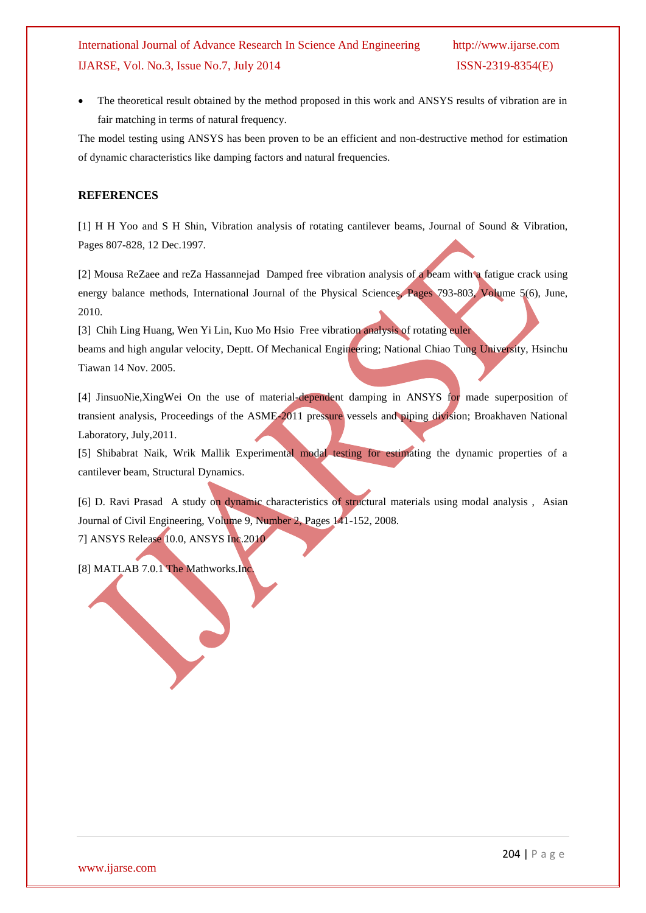- The theoretical result obtained by the method proposed in this work and ANSYS results of vibration are in fair matching in terms of natural frequency.

The model testing using ANSYS has been proven to be an efficient and non-destructive method for estimation of dynamic characteristics like damping factors and natural frequencies.

## REFERENCES

[1] H H Yoo and S H Shin, Vibration analysis of rotating cantilever beams, Journal of Sound & Vibration, Pages 807-828, 12 Dec.1997.

[2] Mousa ReZaee and reZa Hassannejad Damped free vibration analysis of a beam with a fatigue crack using energy balance methods, International Journal of the Physical Sciences, Pages 793-803, Volume 5(6), June, 2010.

[3] Chih Ling Huang, Wen Yi Lin, Kuo Mo Hsio Free vibration analysis of rotating euler beams and high angular velocity, Deptt. Of Mechanical Engineering; National Chiao Tung University, Hsinchu Tiawan 14 Nov. 2005.

[4] JinsuoNie,XingWei On the use of material-dependent damping in ANSYS for made superposition of transient analysis, Proceedings of the ASME-2011 pressure vessels and piping division; Broakhaven National Laboratory, July,2011.

[5] Shibabrat Naik, Wrik Mallik Experimental modal testing for estimating the dynamic properties of a cantilever beam, Structural Dynamics.

[6] D. Ravi Prasad A study on dynamic characteristics of structural materials using modal analysis , Asian Journal of Civil Engineering, Volume 9, Number 2, Pages 141-152, 2008.

7] ANSYS Release 10.0, ANSYS Inc.2010

[8] MATLAB 7.0.1 The Mathworks.Inc.